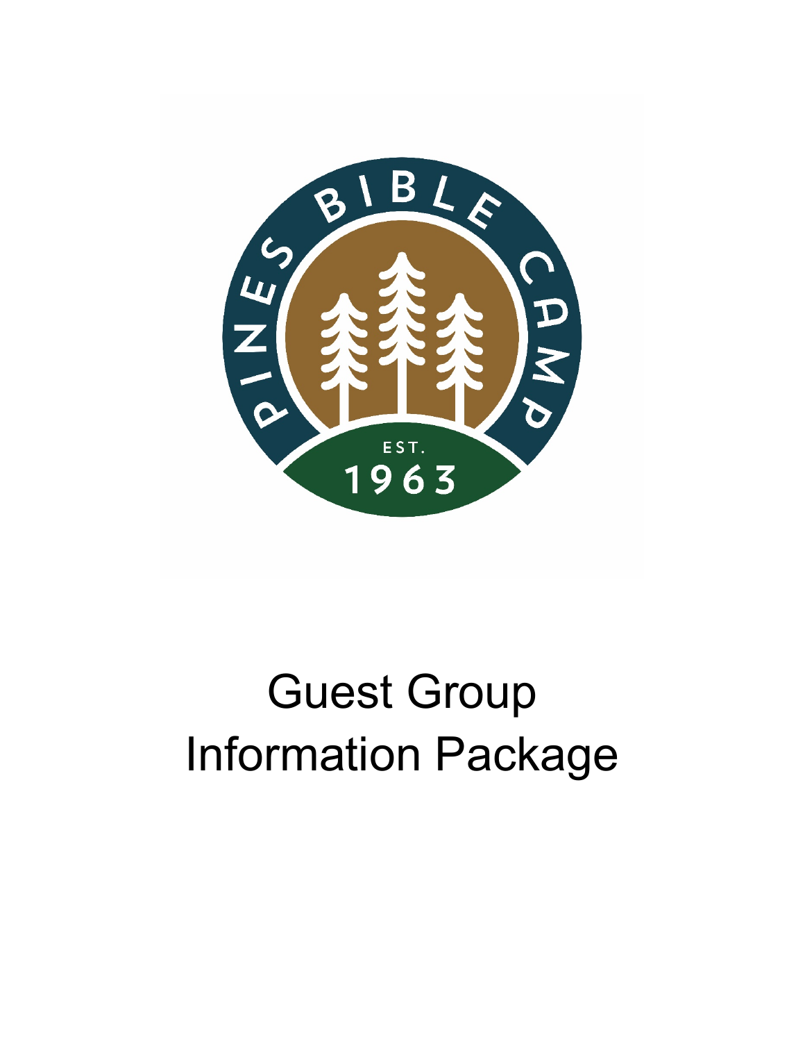PINES BIBLE CAMP

EST. 1963

# Guest Group Information Package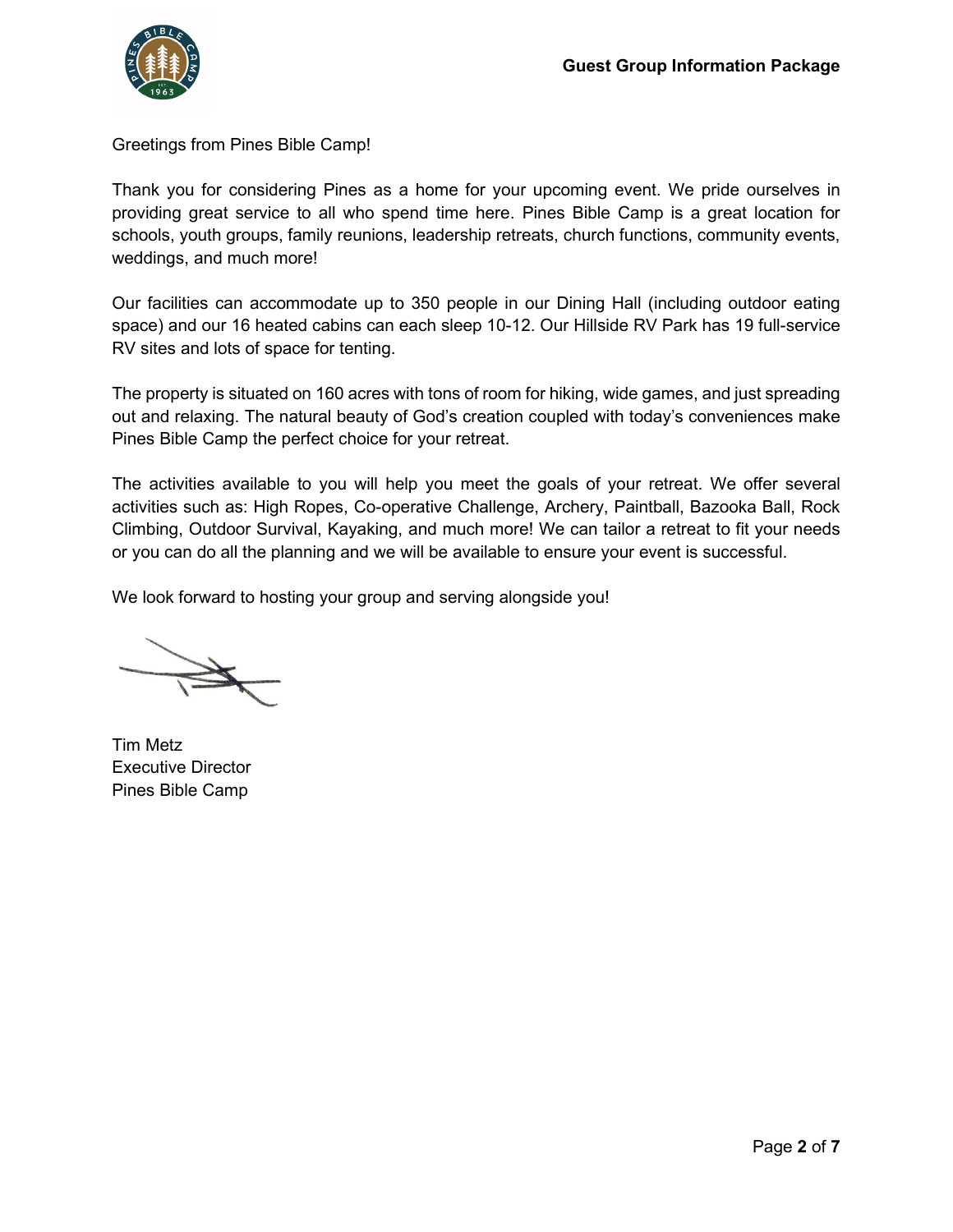Greetings from Pines Bible Camp!

Thank you for considering Pines as a home for your upcoming event. We pride ourselves in providing great service to all who spend time here. Pines Bible Camp is a great location for schools, youth groups, family reunions, leadership retreats, church functions, community events, weddings, and much more!

Our facilities can accommodate up to 350 people in our Dining Hall (including outdoor eating space) and our 16 heated cabins can each sleep 10-12. Our Hillside RV Park has 19 full-service RV sites and lots of space for tenting.

The property is situated on 160 acres with tons of room for hiking, wide games, and just spreading out and relaxing. The natural beauty of God's creation coupled with today's conveniences make Pines Bible Camp the perfect choice for your retreat.

The activities available to you will help you meet the goals of your retreat. We offer several activities such as: High Ropes, Co-operative Challenge, Archery, Paintball, Bazooka Ball, Rock Climbing, Outdoor Survival, Kayaking, and much more! We can tailor a retreat to fit your needs or you can do all the planning and we will be available to ensure your event is successful.

We look forward to hosting your group and serving alongside you!

Tim Metz
Executive Director
Pines Bible Camp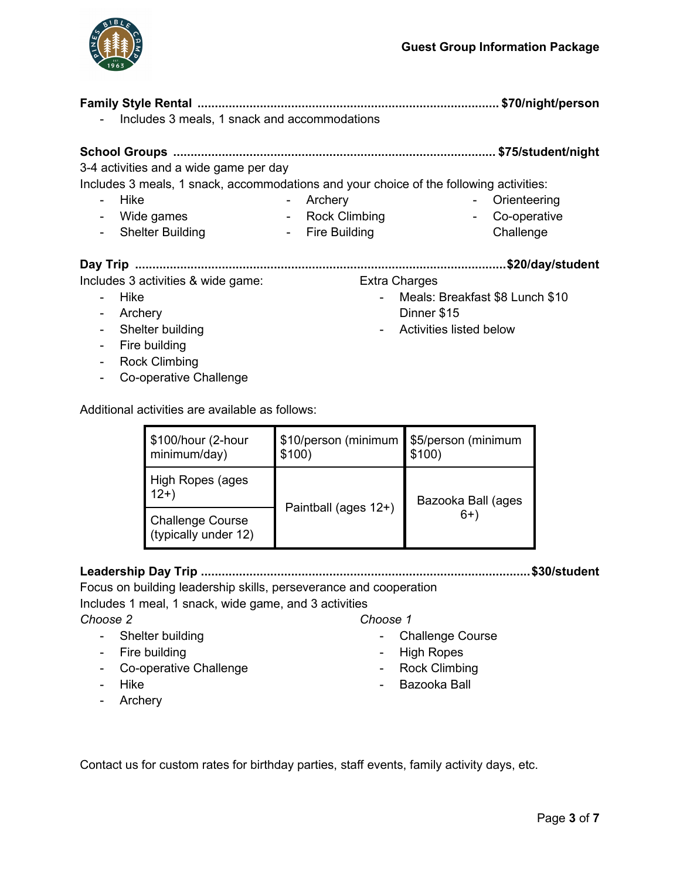**Family Style Rental .......................................................................................... $70/night/person**

- Includes 3 meals, 1 snack and accommodations

**School Groups ................................................................................................ $75/student/night**

3-4 activities and a wide game per day

Includes 3 meals, 1 snack, accommodations and your choice of the following activities:

- Hike
- Wide games
- Shelter Building
- Archery
- Rock Climbing
- Fire Building
- Orienteering
- Co-operative Challenge

**Day Trip ................................................................................................................$20/day/student**

Includes 3 activities & wide game:

- Hike
- Archery
- Shelter building
- Fire building
- Rock Climbing
- Co-operative Challenge

Extra Charges

- Meals: Breakfast $8 Lunch $10 Dinner $15
- Activities listed below

Additional activities are available as follows:

| $100/hour (2-hour minimum/day) | $10/person (minimum $100) | $5/person (minimum $100) |
|---|---|---|
| High Ropes (ages 12+) | Paintball (ages 12+) | Bazooka Ball (ages 6+) |
| Challenge Course (typically under 12) | | |

**Leadership Day Trip ................................................................................................. $30/student**

Focus on building leadership skills, perseverance and cooperation

Includes 1 meal, 1 snack, wide game, and 3 activities

*Choose 2*

- Shelter building
- Fire building
- Co-operative Challenge
- Hike
- Archery

*Choose 1*

- Challenge Course
- High Ropes
- Rock Climbing
- Bazooka Ball

Contact us for custom rates for birthday parties, staff events, family activity days, etc.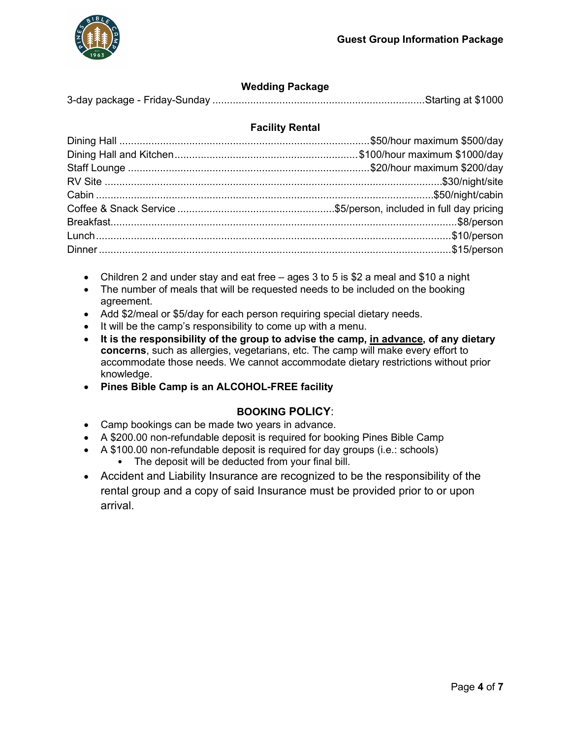### Wedding Package

| Item | Price |
| --- | --- |
| 3-day package - Friday-Sunday | Starting at $1000 |

### Facility Rental

| Item | Price |
| --- | --- |
| Dining Hall | $50/hour maximum $500/day |
| Dining Hall and Kitchen | $100/hour maximum $1000/day |
| Staff Lounge | $20/hour maximum $200/day |
| RV Site | $30/night/site |
| Cabin | $50/night/cabin |
| Coffee & Snack Service | $5/person, included in full day pricing |
| Breakfast | $8/person |
| Lunch | $10/person |
| Dinner | $15/person |

- Children 2 and under stay and eat free – ages 3 to 5 is $2 a meal and $10 a night
- The number of meals that will be requested needs to be included on the booking agreement.
- Add $2/meal or $5/day for each person requiring special dietary needs.
- It will be the camp's responsibility to come up with a menu.
- **It is the responsibility of the group to advise the camp, <u>in advance</u>, of any dietary concerns**, such as allergies, vegetarians, etc. The camp will make every effort to accommodate those needs. We cannot accommodate dietary restrictions without prior knowledge.
- **Pines Bible Camp is an ALCOHOL-FREE facility**

### BOOKING POLICY:

- Camp bookings can be made two years in advance.
- A $200.00 non-refundable deposit is required for booking Pines Bible Camp
- A $100.00 non-refundable deposit is required for day groups (i.e.: schools)
  - The deposit will be deducted from your final bill.
- Accident and Liability Insurance are recognized to be the responsibility of the rental group and a copy of said Insurance must be provided prior to or upon arrival.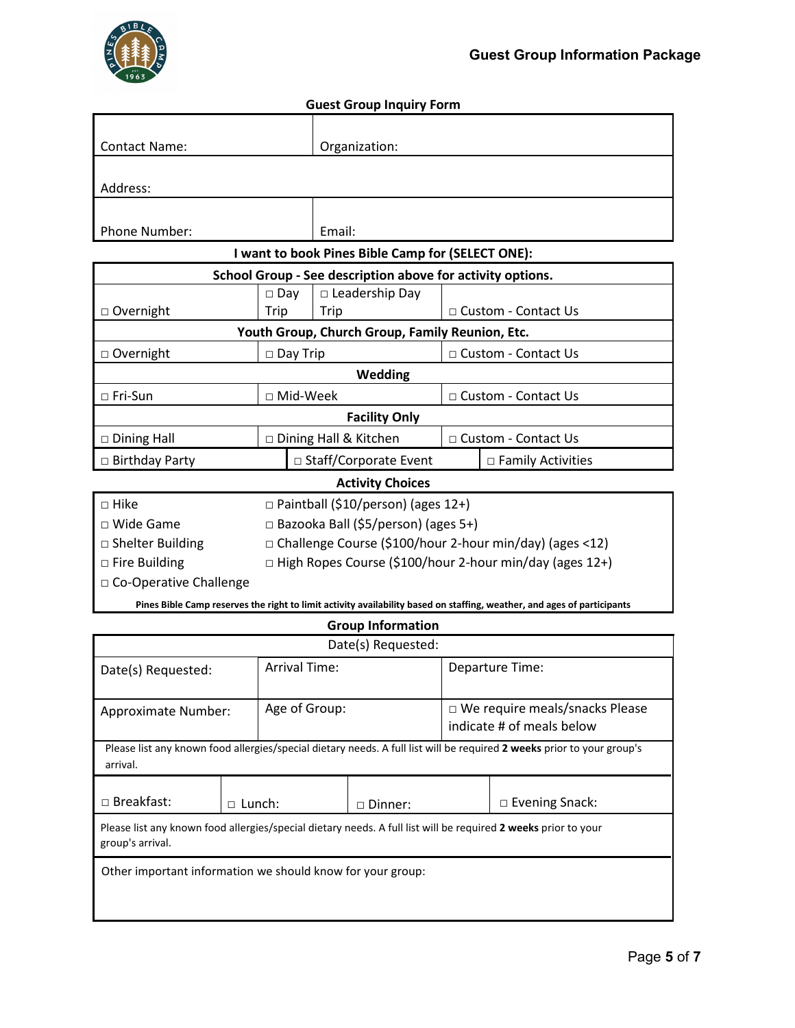## Guest Group Inquiry Form

| Contact Name: | Organization: |
|---|---|
| Address: | |
| Phone Number: | Email: |

**I want to book Pines Bible Camp for (SELECT ONE):**

| **School Group - See description above for activity options.** | | | |
|---|---|---|---|
| □ Overnight | □ Day Trip | □ Leadership Day Trip | □ Custom - Contact Us |
| **Youth Group, Church Group, Family Reunion, Etc.** | | | |
| □ Overnight | □ Day Trip | | □ Custom - Contact Us |
| **Wedding** | | | |
| □ Fri-Sun | □ Mid-Week | | □ Custom - Contact Us |
| **Facility Only** | | | |
| □ Dining Hall | □ Dining Hall & Kitchen | | □ Custom - Contact Us |
| □ Birthday Party | □ Staff/Corporate Event | | □ Family Activities |

**Activity Choices**

| | |
|---|---|
| □ Hike | □ Paintball ($10/person) (ages 12+) |
| □ Wide Game | □ Bazooka Ball ($5/person) (ages 5+) |
| □ Shelter Building | □ Challenge Course ($100/hour 2-hour min/day) (ages <12) |
| □ Fire Building | □ High Ropes Course ($100/hour 2-hour min/day (ages 12+) |
| □ Co-Operative Challenge | |

**Pines Bible Camp reserves the right to limit activity availability based on staffing, weather, and ages of participants**

**Group Information**

| Date(s) Requested: | | | |
|---|---|---|---|
| Date(s) Requested: | Arrival Time: | Departure Time: | |
| Approximate Number: | Age of Group: | □ We require meals/snacks Please indicate # of meals below | |
| Please list any known food allergies/special dietary needs. A full list will be required **2 weeks** prior to your group's arrival. | | | |
| □ Breakfast: | □ Lunch: | □ Dinner: | □ Evening Snack: |
| Please list any known food allergies/special dietary needs. A full list will be required **2 weeks** prior to your group's arrival. | | | |
| Other important information we should know for your group: | | | |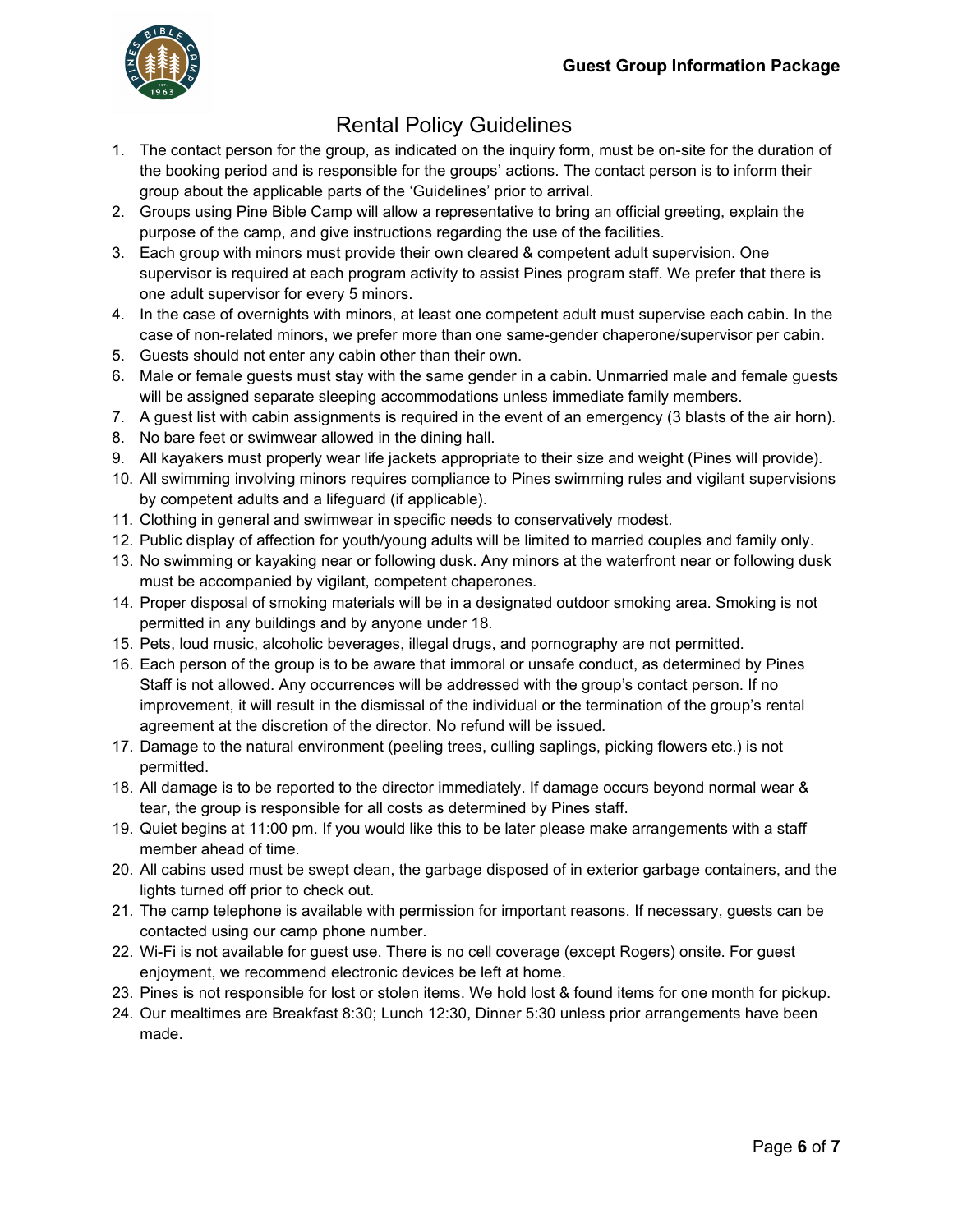# Rental Policy Guidelines

1. The contact person for the group, as indicated on the inquiry form, must be on-site for the duration of the booking period and is responsible for the groups' actions. The contact person is to inform their group about the applicable parts of the 'Guidelines' prior to arrival.
2. Groups using Pine Bible Camp will allow a representative to bring an official greeting, explain the purpose of the camp, and give instructions regarding the use of the facilities.
3. Each group with minors must provide their own cleared & competent adult supervision. One supervisor is required at each program activity to assist Pines program staff. We prefer that there is one adult supervisor for every 5 minors.
4. In the case of overnights with minors, at least one competent adult must supervise each cabin. In the case of non-related minors, we prefer more than one same-gender chaperone/supervisor per cabin.
5. Guests should not enter any cabin other than their own.
6. Male or female guests must stay with the same gender in a cabin. Unmarried male and female guests will be assigned separate sleeping accommodations unless immediate family members.
7. A guest list with cabin assignments is required in the event of an emergency (3 blasts of the air horn).
8. No bare feet or swimwear allowed in the dining hall.
9. All kayakers must properly wear life jackets appropriate to their size and weight (Pines will provide).
10. All swimming involving minors requires compliance to Pines swimming rules and vigilant supervisions by competent adults and a lifeguard (if applicable).
11. Clothing in general and swimwear in specific needs to conservatively modest.
12. Public display of affection for youth/young adults will be limited to married couples and family only.
13. No swimming or kayaking near or following dusk. Any minors at the waterfront near or following dusk must be accompanied by vigilant, competent chaperones.
14. Proper disposal of smoking materials will be in a designated outdoor smoking area. Smoking is not permitted in any buildings and by anyone under 18.
15. Pets, loud music, alcoholic beverages, illegal drugs, and pornography are not permitted.
16. Each person of the group is to be aware that immoral or unsafe conduct, as determined by Pines Staff is not allowed. Any occurrences will be addressed with the group's contact person. If no improvement, it will result in the dismissal of the individual or the termination of the group's rental agreement at the discretion of the director. No refund will be issued.
17. Damage to the natural environment (peeling trees, culling saplings, picking flowers etc.) is not permitted.
18. All damage is to be reported to the director immediately. If damage occurs beyond normal wear & tear, the group is responsible for all costs as determined by Pines staff.
19. Quiet begins at 11:00 pm. If you would like this to be later please make arrangements with a staff member ahead of time.
20. All cabins used must be swept clean, the garbage disposed of in exterior garbage containers, and the lights turned off prior to check out.
21. The camp telephone is available with permission for important reasons. If necessary, guests can be contacted using our camp phone number.
22. Wi-Fi is not available for guest use. There is no cell coverage (except Rogers) onsite. For guest enjoyment, we recommend electronic devices be left at home.
23. Pines is not responsible for lost or stolen items. We hold lost & found items for one month for pickup.
24. Our mealtimes are Breakfast 8:30; Lunch 12:30, Dinner 5:30 unless prior arrangements have been made.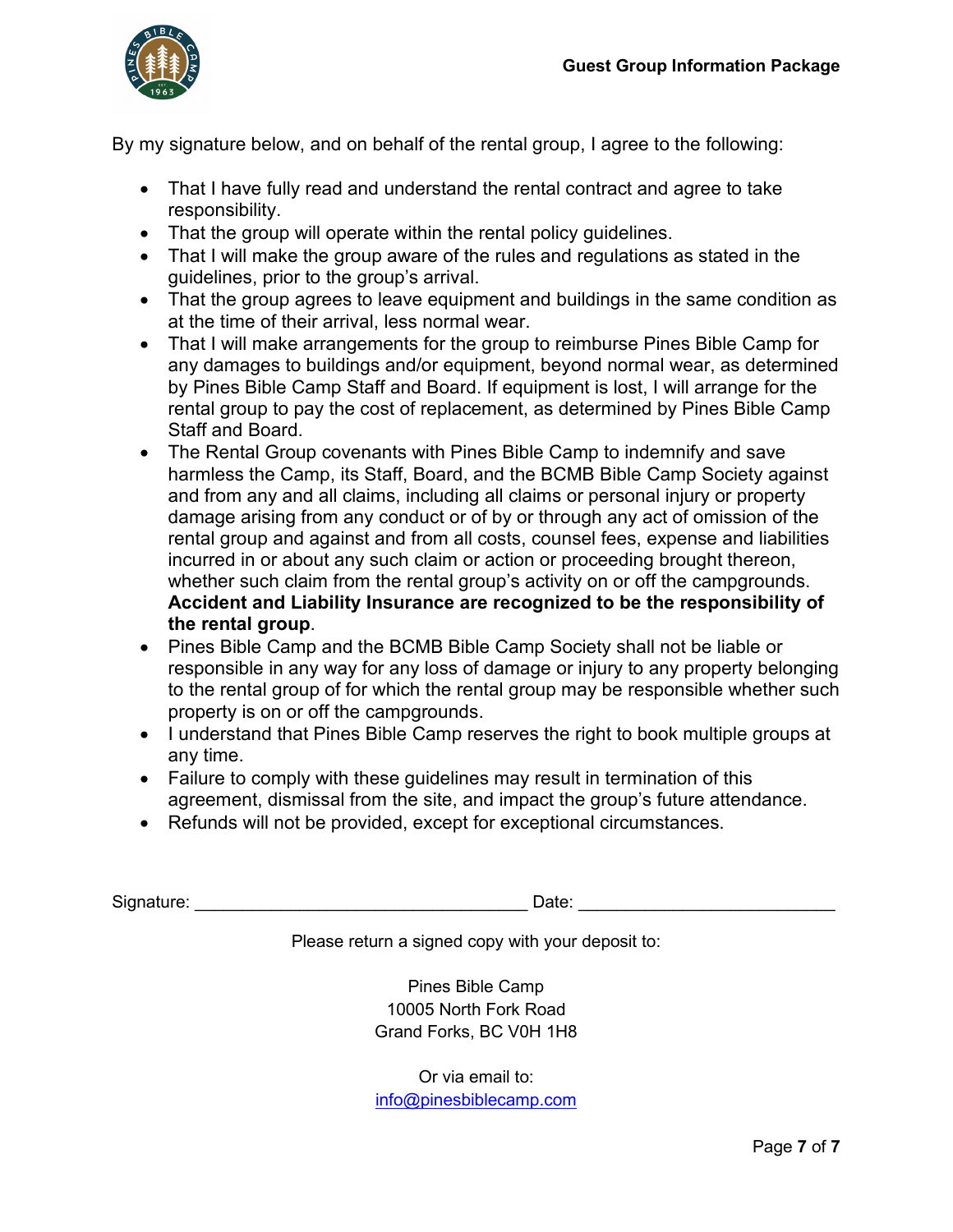By my signature below, and on behalf of the rental group, I agree to the following:

- That I have fully read and understand the rental contract and agree to take responsibility.
- That the group will operate within the rental policy guidelines.
- That I will make the group aware of the rules and regulations as stated in the guidelines, prior to the group's arrival.
- That the group agrees to leave equipment and buildings in the same condition as at the time of their arrival, less normal wear.
- That I will make arrangements for the group to reimburse Pines Bible Camp for any damages to buildings and/or equipment, beyond normal wear, as determined by Pines Bible Camp Staff and Board. If equipment is lost, I will arrange for the rental group to pay the cost of replacement, as determined by Pines Bible Camp Staff and Board.
- The Rental Group covenants with Pines Bible Camp to indemnify and save harmless the Camp, its Staff, Board, and the BCMB Bible Camp Society against and from any and all claims, including all claims or personal injury or property damage arising from any conduct or of by or through any act of omission of the rental group and against and from all costs, counsel fees, expense and liabilities incurred in or about any such claim or action or proceeding brought thereon, whether such claim from the rental group's activity on or off the campgrounds. **Accident and Liability Insurance are recognized to be the responsibility of the rental group**.
- Pines Bible Camp and the BCMB Bible Camp Society shall not be liable or responsible in any way for any loss of damage or injury to any property belonging to the rental group of for which the rental group may be responsible whether such property is on or off the campgrounds.
- I understand that Pines Bible Camp reserves the right to book multiple groups at any time.
- Failure to comply with these guidelines may result in termination of this agreement, dismissal from the site, and impact the group's future attendance.
- Refunds will not be provided, except for exceptional circumstances.

Signature: ___________________________________ Date: ___________________________

Please return a signed copy with your deposit to:

Pines Bible Camp
10005 North Fork Road
Grand Forks, BC V0H 1H8

Or via email to:
info@pinesbiblecamp.com